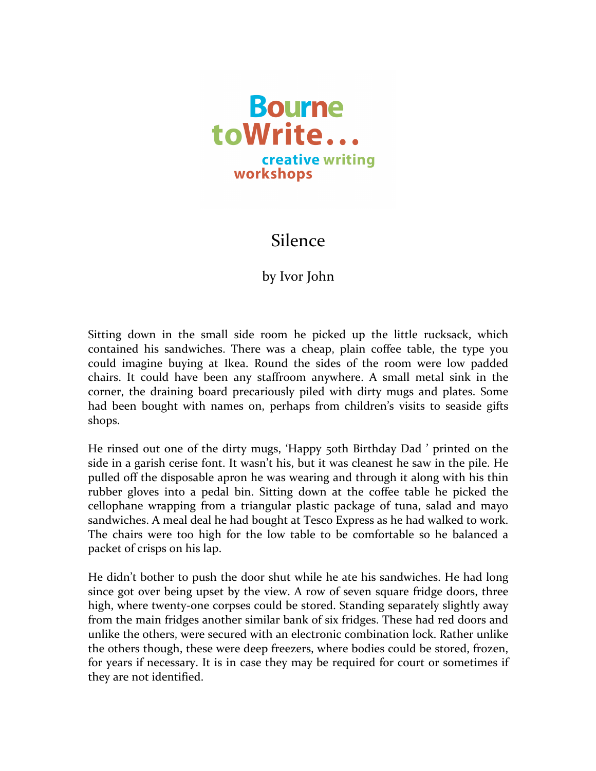Bourne toWrite... creative writing workshops

# Silence

by Ivor John

Sitting down in the small side room he picked up the little rucksack, which contained his sandwiches. There was a cheap, plain coffee table, the type you could imagine buying at Ikea. Round the sides of the room were low padded chairs. It could have been any staffroom anywhere. A small metal sink in the corner, the draining board precariously piled with dirty mugs and plates. Some had been bought with names on, perhaps from children's visits to seaside gifts shops.

He rinsed out one of the dirty mugs, 'Happy 50th Birthday Dad ' printed on the side in a garish cerise font. It wasn't his, but it was cleanest he saw in the pile. He pulled off the disposable apron he was wearing and through it along with his thin rubber gloves into a pedal bin. Sitting down at the coffee table he picked the cellophane wrapping from a triangular plastic package of tuna, salad and mayo sandwiches. A meal deal he had bought at Tesco Express as he had walked to work. The chairs were too high for the low table to be comfortable so he balanced a packet of crisps on his lap.

He didn't bother to push the door shut while he ate his sandwiches. He had long since got over being upset by the view. A row of seven square fridge doors, three high, where twenty-one corpses could be stored. Standing separately slightly away from the main fridges another similar bank of six fridges. These had red doors and unlike the others, were secured with an electronic combination lock. Rather unlike the others though, these were deep freezers, where bodies could be stored, frozen, for years if necessary. It is in case they may be required for court or sometimes if they are not identified.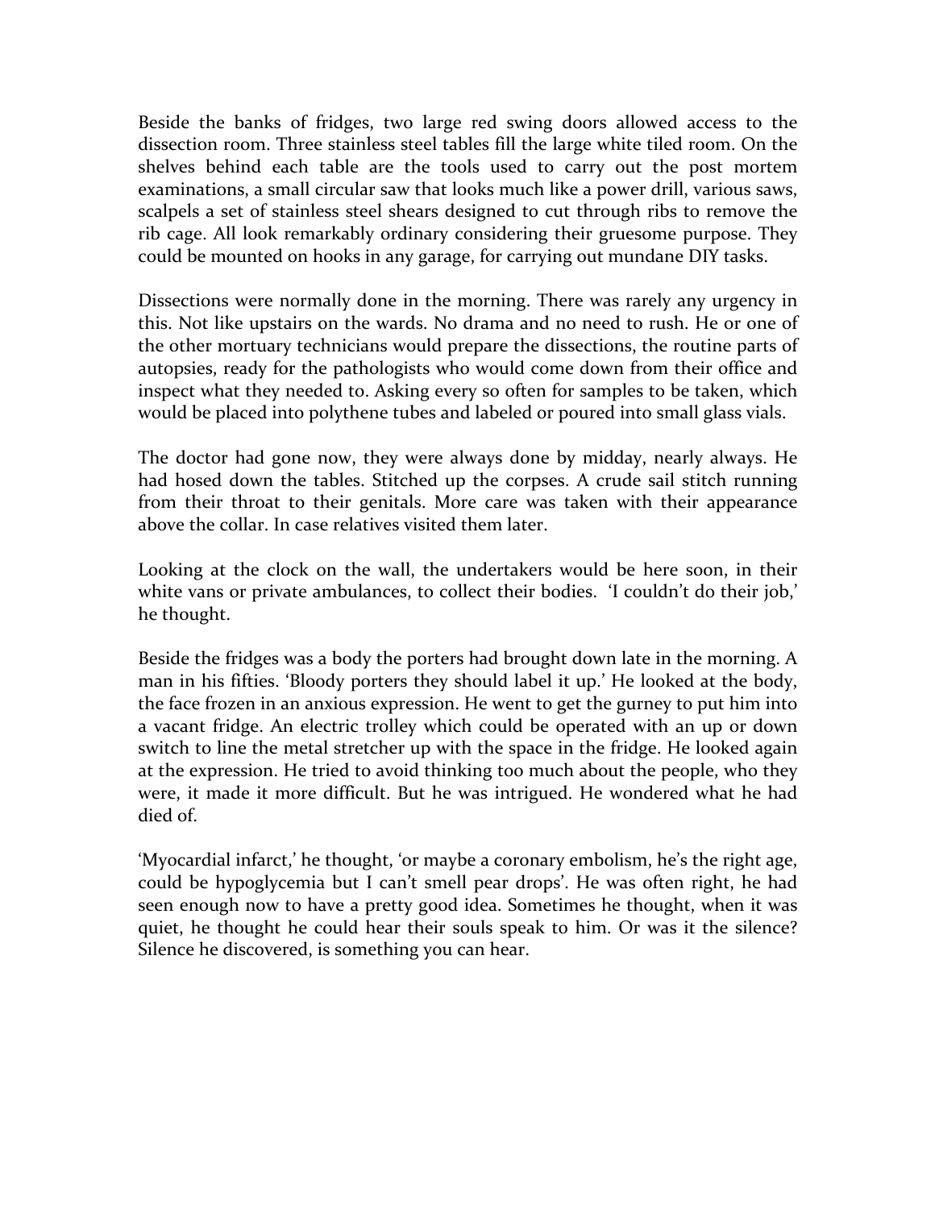Beside the banks of fridges, two large red swing doors allowed access to the dissection room. Three stainless steel tables fill the large white tiled room. On the shelves behind each table are the tools used to carry out the post mortem examinations, a small circular saw that looks much like a power drill, various saws, scalpels a set of stainless steel shears designed to cut through ribs to remove the rib cage. All look remarkably ordinary considering their gruesome purpose. They could be mounted on hooks in any garage, for carrying out mundane DIY tasks.

Dissections were normally done in the morning. There was rarely any urgency in this. Not like upstairs on the wards. No drama and no need to rush. He or one of the other mortuary technicians would prepare the dissections, the routine parts of autopsies, ready for the pathologists who would come down from their office and inspect what they needed to. Asking every so often for samples to be taken, which would be placed into polythene tubes and labeled or poured into small glass vials.

The doctor had gone now, they were always done by midday, nearly always. He had hosed down the tables. Stitched up the corpses. A crude sail stitch running from their throat to their genitals. More care was taken with their appearance above the collar. In case relatives visited them later.

Looking at the clock on the wall, the undertakers would be here soon, in their white vans or private ambulances, to collect their bodies. 'I couldn't do their job,' he thought.

Beside the fridges was a body the porters had brought down late in the morning. A man in his fifties. 'Bloody porters they should label it up.' He looked at the body, the face frozen in an anxious expression. He went to get the gurney to put him into a vacant fridge. An electric trolley which could be operated with an up or down switch to line the metal stretcher up with the space in the fridge. He looked again at the expression. He tried to avoid thinking too much about the people, who they were, it made it more difficult. But he was intrigued. He wondered what he had died of.

'Myocardial infarct,' he thought, 'or maybe a coronary embolism, he's the right age, could be hypoglycemia but I can't smell pear drops'. He was often right, he had seen enough now to have a pretty good idea. Sometimes he thought, when it was quiet, he thought he could hear their souls speak to him. Or was it the silence? Silence he discovered, is something you can hear.